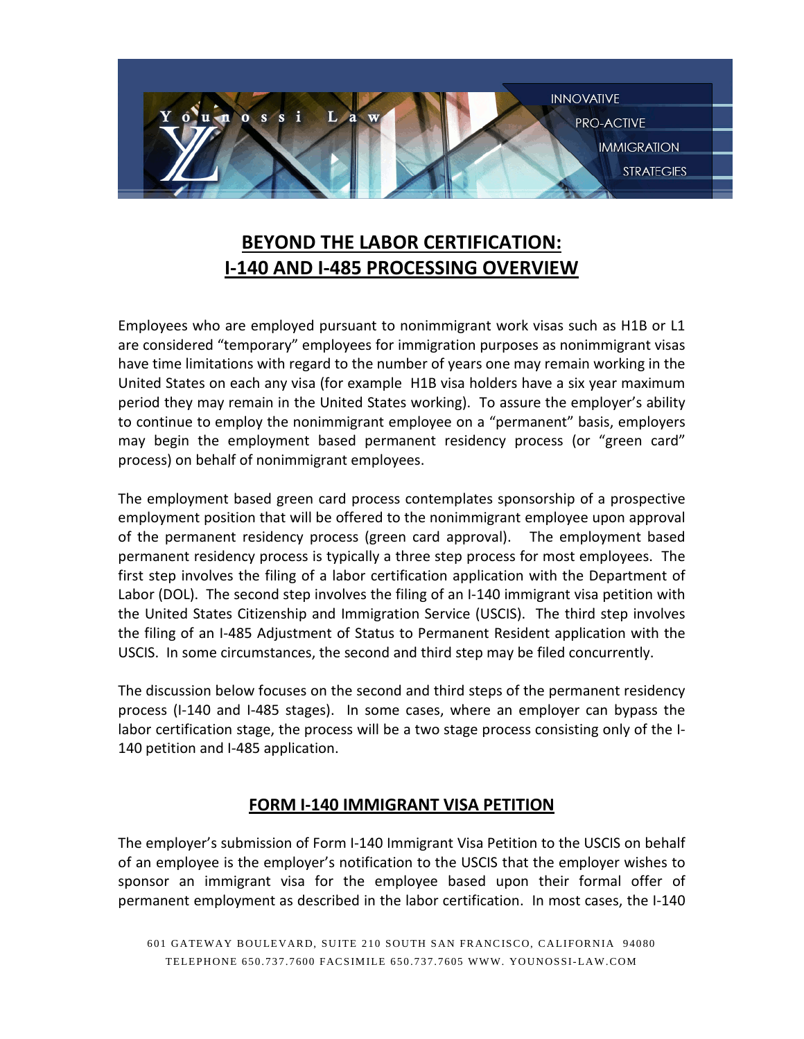# BEYOND THE LABOR CERTIFICATION: I-140 AND I-485 PROCESSING OVERVIEW

Employees who are employed pursuant to nonimmigrant work visas such as H1B or L1 are considered "temporary" employees for immigration purposes as nonimmigrant visas have time limitations with regard to the number of years one may remain working in the United States on each any visa (for example H1B visa holders have a six year maximum period they may remain in the United States working). To assure the employer's ability to continue to employ the nonimmigrant employee on a "permanent" basis, employers may begin the employment based permanent residency process (or "green card" process) on behalf of nonimmigrant employees.

The employment based green card process contemplates sponsorship of a prospective employment position that will be offered to the nonimmigrant employee upon approval of the permanent residency process (green card approval). The employment based permanent residency process is typically a three step process for most employees. The first step involves the filing of a labor certification application with the Department of Labor (DOL). The second step involves the filing of an I-140 immigrant visa petition with the United States Citizenship and Immigration Service (USCIS). The third step involves the filing of an I-485 Adjustment of Status to Permanent Resident application with the USCIS. In some circumstances, the second and third step may be filed concurrently.

The discussion below focuses on the second and third steps of the permanent residency process (I-140 and I-485 stages). In some cases, where an employer can bypass the labor certification stage, the process will be a two stage process consisting only of the I-140 petition and I-485 application.

## FORM I-140 IMMIGRANT VISA PETITION

The employer's submission of Form I-140 Immigrant Visa Petition to the USCIS on behalf of an employee is the employer's notification to the USCIS that the employer wishes to sponsor an immigrant visa for the employee based upon their formal offer of permanent employment as described in the labor certification. In most cases, the I-140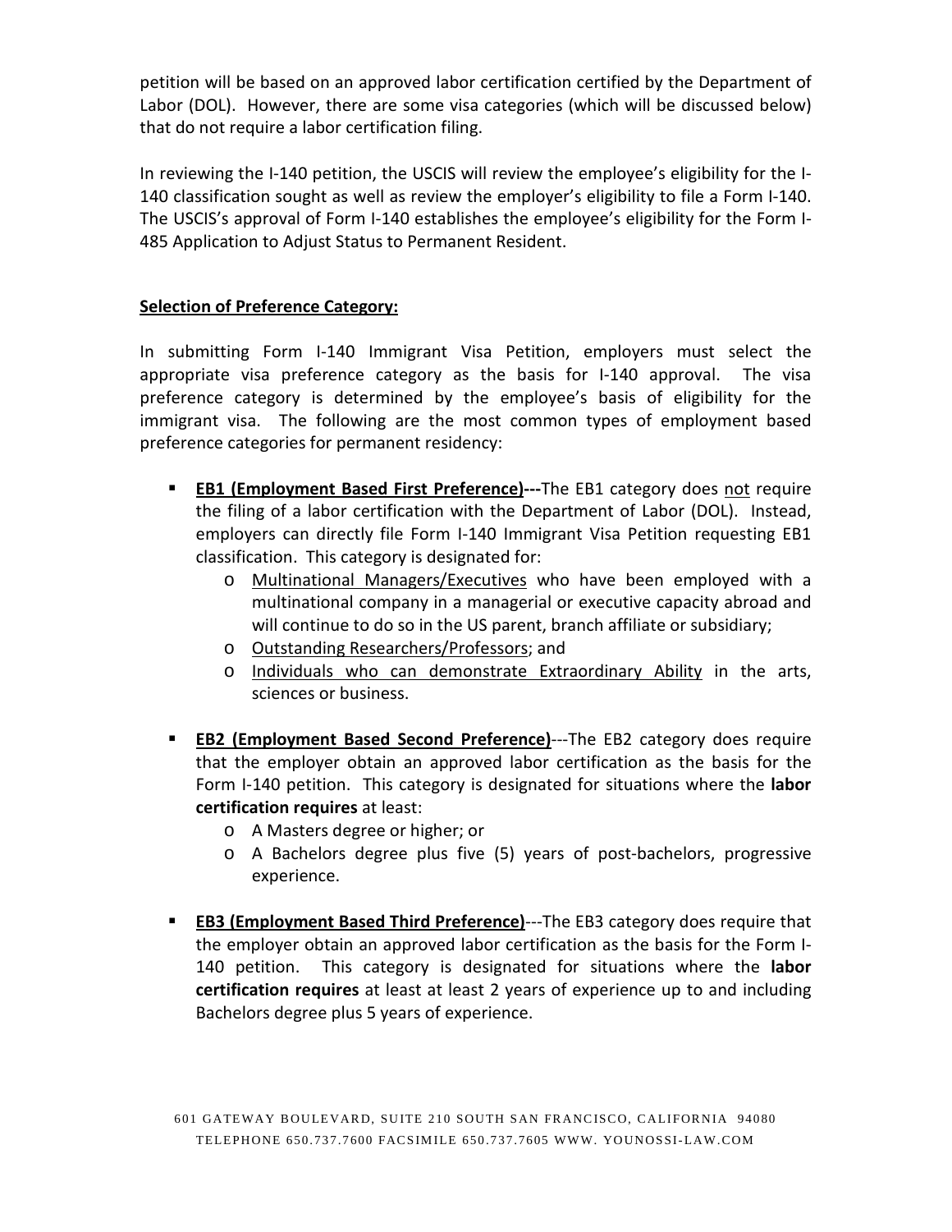petition will be based on an approved labor certification certified by the Department of Labor (DOL). However, there are some visa categories (which will be discussed below) that do not require a labor certification filing.

In reviewing the I-140 petition, the USCIS will review the employee's eligibility for the I-140 classification sought as well as review the employer's eligibility to file a Form I-140. The USCIS's approval of Form I-140 establishes the employee's eligibility for the Form I-485 Application to Adjust Status to Permanent Resident.

**Selection of Preference Category:**

In submitting Form I-140 Immigrant Visa Petition, employers must select the appropriate visa preference category as the basis for I-140 approval. The visa preference category is determined by the employee's basis of eligibility for the immigrant visa. The following are the most common types of employment based preference categories for permanent residency:

- **EB1 (Employment Based First Preference)---**The EB1 category does not require the filing of a labor certification with the Department of Labor (DOL). Instead, employers can directly file Form I-140 Immigrant Visa Petition requesting EB1 classification. This category is designated for:
  - Multinational Managers/Executives who have been employed with a multinational company in a managerial or executive capacity abroad and will continue to do so in the US parent, branch affiliate or subsidiary;
  - Outstanding Researchers/Professors; and
  - Individuals who can demonstrate Extraordinary Ability in the arts, sciences or business.

- **EB2 (Employment Based Second Preference)**---The EB2 category does require that the employer obtain an approved labor certification as the basis for the Form I-140 petition. This category is designated for situations where the **labor certification requires** at least:
  - A Masters degree or higher; or
  - A Bachelors degree plus five (5) years of post-bachelors, progressive experience.

- **EB3 (Employment Based Third Preference)**---The EB3 category does require that the employer obtain an approved labor certification as the basis for the Form I-140 petition. This category is designated for situations where the **labor certification requires** at least at least 2 years of experience up to and including Bachelors degree plus 5 years of experience.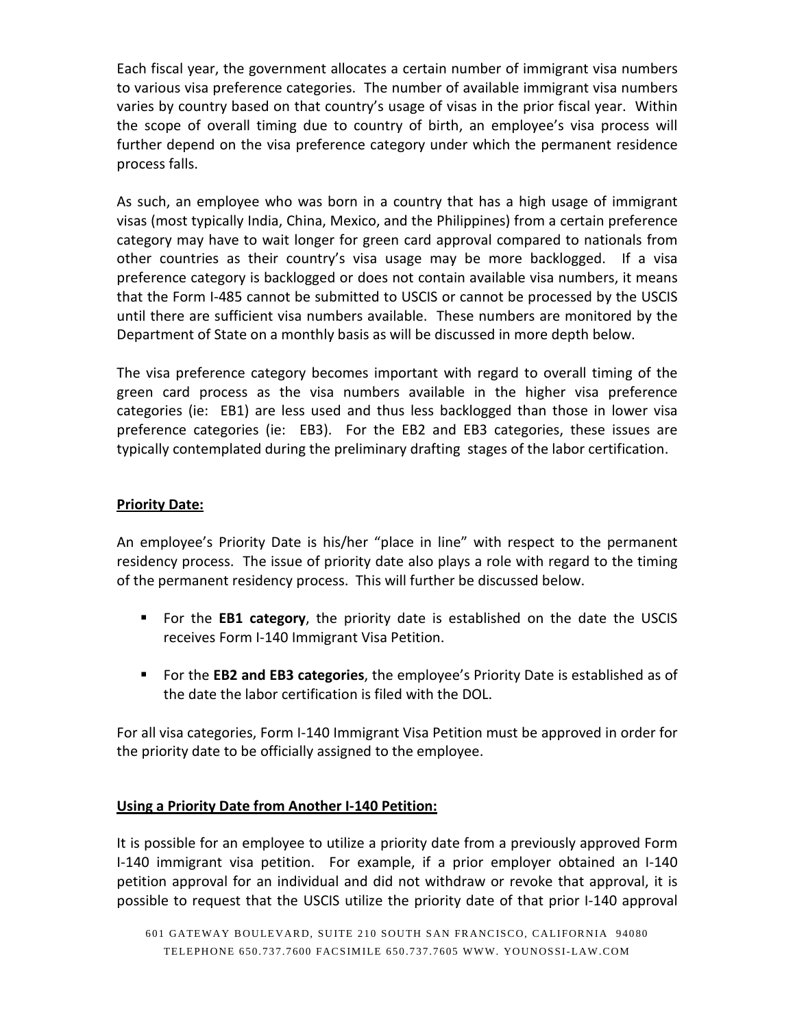Each fiscal year, the government allocates a certain number of immigrant visa numbers to various visa preference categories. The number of available immigrant visa numbers varies by country based on that country's usage of visas in the prior fiscal year. Within the scope of overall timing due to country of birth, an employee's visa process will further depend on the visa preference category under which the permanent residence process falls.

As such, an employee who was born in a country that has a high usage of immigrant visas (most typically India, China, Mexico, and the Philippines) from a certain preference category may have to wait longer for green card approval compared to nationals from other countries as their country's visa usage may be more backlogged. If a visa preference category is backlogged or does not contain available visa numbers, it means that the Form I-485 cannot be submitted to USCIS or cannot be processed by the USCIS until there are sufficient visa numbers available. These numbers are monitored by the Department of State on a monthly basis as will be discussed in more depth below.

The visa preference category becomes important with regard to overall timing of the green card process as the visa numbers available in the higher visa preference categories (ie: EB1) are less used and thus less backlogged than those in lower visa preference categories (ie: EB3). For the EB2 and EB3 categories, these issues are typically contemplated during the preliminary drafting stages of the labor certification.

**Priority Date:**

An employee's Priority Date is his/her "place in line" with respect to the permanent residency process. The issue of priority date also plays a role with regard to the timing of the permanent residency process. This will further be discussed below.

- For the **EB1 category**, the priority date is established on the date the USCIS receives Form I-140 Immigrant Visa Petition.
- For the **EB2 and EB3 categories**, the employee's Priority Date is established as of the date the labor certification is filed with the DOL.

For all visa categories, Form I-140 Immigrant Visa Petition must be approved in order for the priority date to be officially assigned to the employee.

**Using a Priority Date from Another I-140 Petition:**

It is possible for an employee to utilize a priority date from a previously approved Form I-140 immigrant visa petition. For example, if a prior employer obtained an I-140 petition approval for an individual and did not withdraw or revoke that approval, it is possible to request that the USCIS utilize the priority date of that prior I-140 approval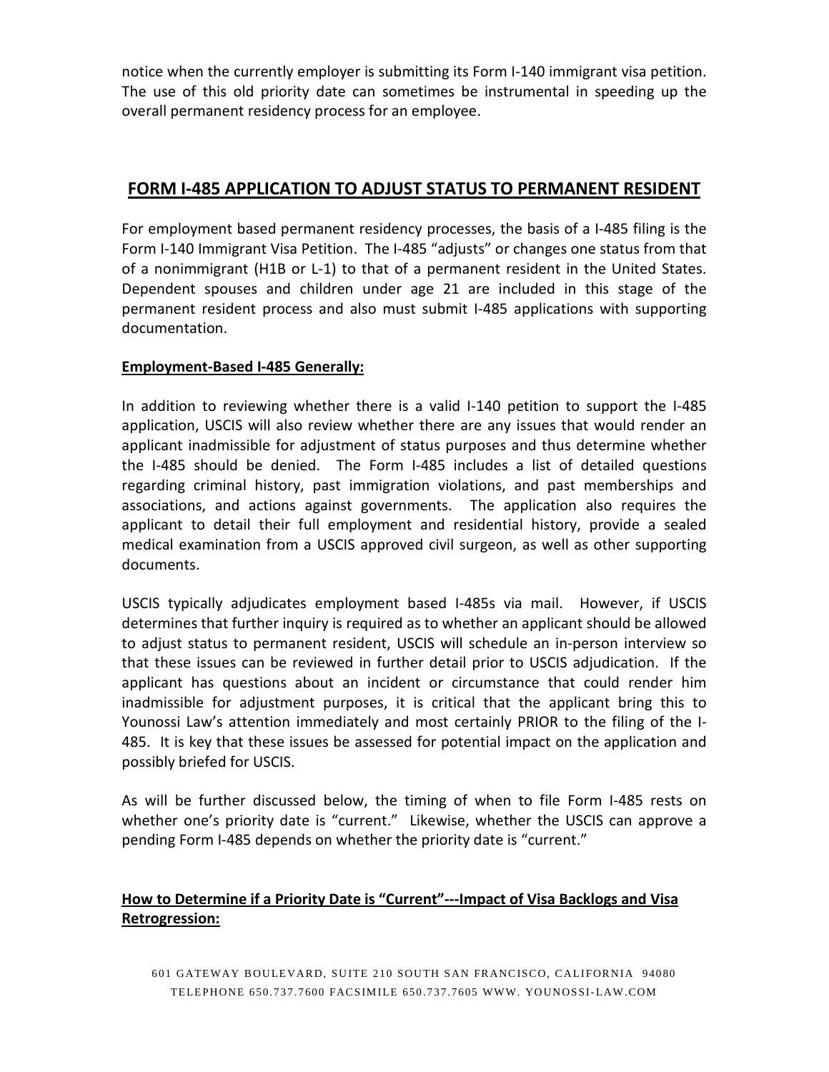notice when the currently employer is submitting its Form I-140 immigrant visa petition. The use of this old priority date can sometimes be instrumental in speeding up the overall permanent residency process for an employee.

## FORM I-485 APPLICATION TO ADJUST STATUS TO PERMANENT RESIDENT

For employment based permanent residency processes, the basis of a I-485 filing is the Form I-140 Immigrant Visa Petition. The I-485 "adjusts" or changes one status from that of a nonimmigrant (H1B or L-1) to that of a permanent resident in the United States. Dependent spouses and children under age 21 are included in this stage of the permanent resident process and also must submit I-485 applications with supporting documentation.

### Employment-Based I-485 Generally:

In addition to reviewing whether there is a valid I-140 petition to support the I-485 application, USCIS will also review whether there are any issues that would render an applicant inadmissible for adjustment of status purposes and thus determine whether the I-485 should be denied. The Form I-485 includes a list of detailed questions regarding criminal history, past immigration violations, and past memberships and associations, and actions against governments. The application also requires the applicant to detail their full employment and residential history, provide a sealed medical examination from a USCIS approved civil surgeon, as well as other supporting documents.

USCIS typically adjudicates employment based I-485s via mail. However, if USCIS determines that further inquiry is required as to whether an applicant should be allowed to adjust status to permanent resident, USCIS will schedule an in-person interview so that these issues can be reviewed in further detail prior to USCIS adjudication. If the applicant has questions about an incident or circumstance that could render him inadmissible for adjustment purposes, it is critical that the applicant bring this to Younossi Law's attention immediately and most certainly PRIOR to the filing of the I-485. It is key that these issues be assessed for potential impact on the application and possibly briefed for USCIS.

As will be further discussed below, the timing of when to file Form I-485 rests on whether one's priority date is "current." Likewise, whether the USCIS can approve a pending Form I-485 depends on whether the priority date is "current."

### How to Determine if a Priority Date is "Current"---Impact of Visa Backlogs and Visa Retrogression: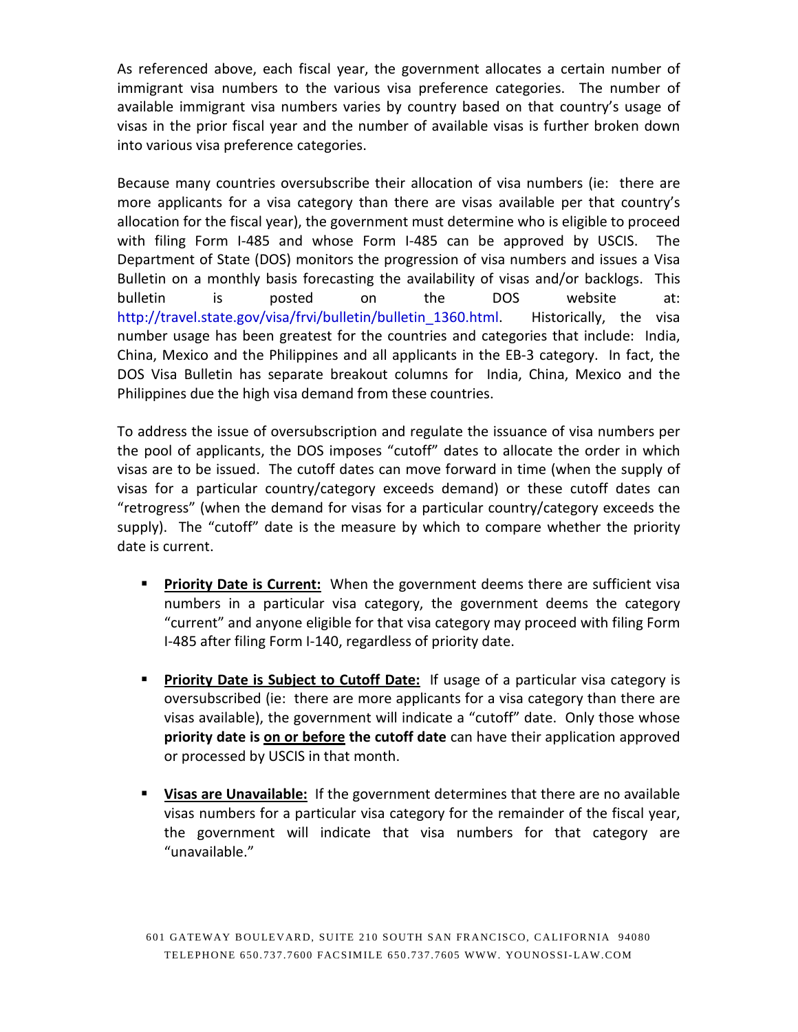As referenced above, each fiscal year, the government allocates a certain number of immigrant visa numbers to the various visa preference categories. The number of available immigrant visa numbers varies by country based on that country's usage of visas in the prior fiscal year and the number of available visas is further broken down into various visa preference categories.

Because many countries oversubscribe their allocation of visa numbers (ie: there are more applicants for a visa category than there are visas available per that country's allocation for the fiscal year), the government must determine who is eligible to proceed with filing Form I-485 and whose Form I-485 can be approved by USCIS. The Department of State (DOS) monitors the progression of visa numbers and issues a Visa Bulletin on a monthly basis forecasting the availability of visas and/or backlogs. This bulletin is posted on the DOS website at: http://travel.state.gov/visa/frvi/bulletin/bulletin_1360.html. Historically, the visa number usage has been greatest for the countries and categories that include: India, China, Mexico and the Philippines and all applicants in the EB-3 category. In fact, the DOS Visa Bulletin has separate breakout columns for India, China, Mexico and the Philippines due the high visa demand from these countries.

To address the issue of oversubscription and regulate the issuance of visa numbers per the pool of applicants, the DOS imposes "cutoff" dates to allocate the order in which visas are to be issued. The cutoff dates can move forward in time (when the supply of visas for a particular country/category exceeds demand) or these cutoff dates can "retrogress" (when the demand for visas for a particular country/category exceeds the supply). The "cutoff" date is the measure by which to compare whether the priority date is current.

- **<u>Priority Date is Current:</u>** When the government deems there are sufficient visa numbers in a particular visa category, the government deems the category "current" and anyone eligible for that visa category may proceed with filing Form I-485 after filing Form I-140, regardless of priority date.

- **<u>Priority Date is Subject to Cutoff Date:</u>** If usage of a particular visa category is oversubscribed (ie: there are more applicants for a visa category than there are visas available), the government will indicate a "cutoff" date. Only those whose **priority date is <u>on or before</u> the cutoff date** can have their application approved or processed by USCIS in that month.

- **<u>Visas are Unavailable:</u>** If the government determines that there are no available visas numbers for a particular visa category for the remainder of the fiscal year, the government will indicate that visa numbers for that category are "unavailable."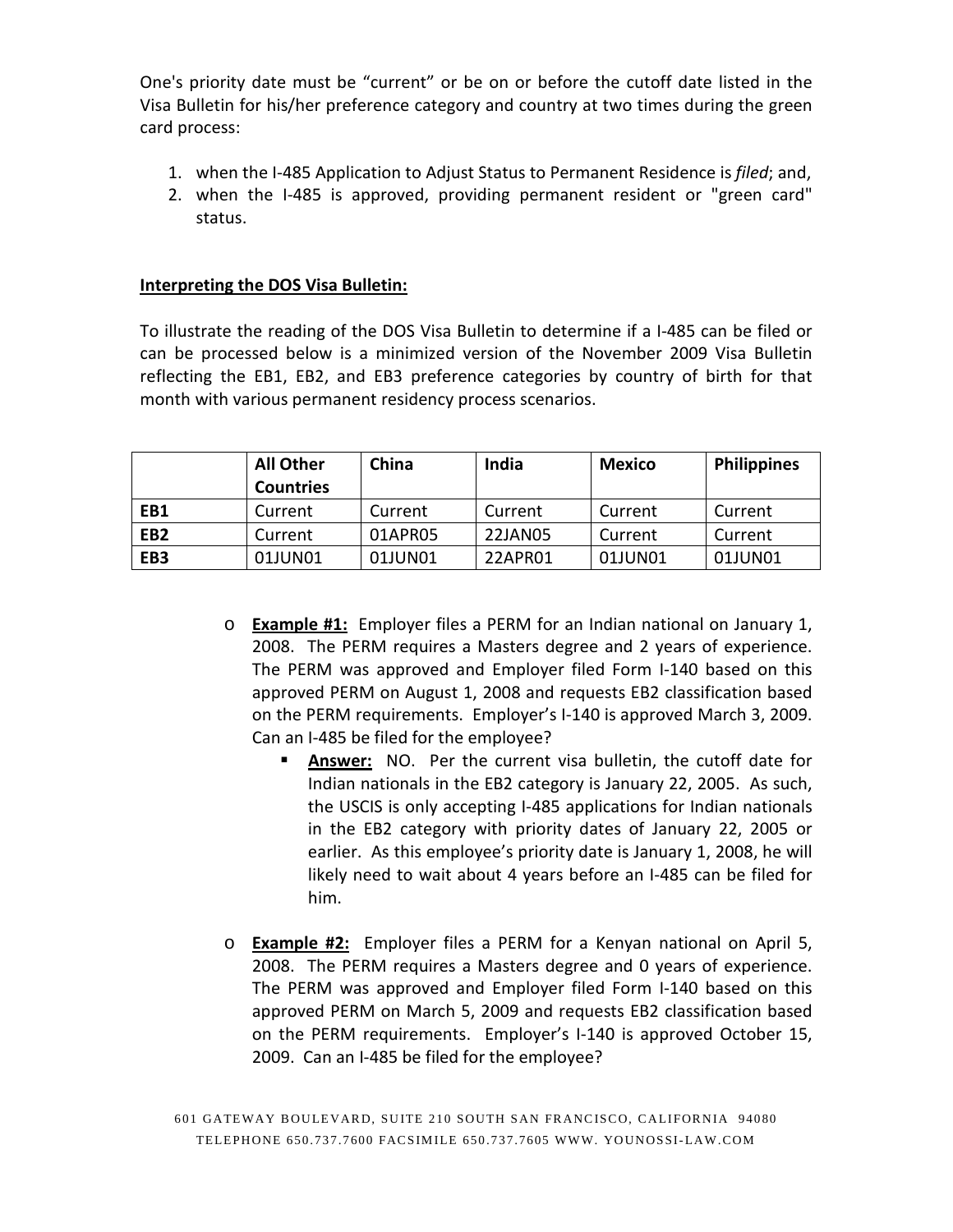One's priority date must be "current" or be on or before the cutoff date listed in the Visa Bulletin for his/her preference category and country at two times during the green card process:

1. when the I-485 Application to Adjust Status to Permanent Residence is *filed*; and,
2. when the I-485 is approved, providing permanent resident or "green card" status.

**Interpreting the DOS Visa Bulletin:**

To illustrate the reading of the DOS Visa Bulletin to determine if a I-485 can be filed or can be processed below is a minimized version of the November 2009 Visa Bulletin reflecting the EB1, EB2, and EB3 preference categories by country of birth for that month with various permanent residency process scenarios.

| | **All Other Countries** | **China** | **India** | **Mexico** | **Philippines** |
|---|---|---|---|---|---|
| **EB1** | Current | Current | Current | Current | Current |
| **EB2** | Current | 01APR05 | 22JAN05 | Current | Current |
| **EB3** | 01JUN01 | 01JUN01 | 22APR01 | 01JUN01 | 01JUN01 |

- **Example #1:** Employer files a PERM for an Indian national on January 1, 2008. The PERM requires a Masters degree and 2 years of experience. The PERM was approved and Employer filed Form I-140 based on this approved PERM on August 1, 2008 and requests EB2 classification based on the PERM requirements. Employer's I-140 is approved March 3, 2009. Can an I-485 be filed for the employee?
  - **Answer:** NO. Per the current visa bulletin, the cutoff date for Indian nationals in the EB2 category is January 22, 2005. As such, the USCIS is only accepting I-485 applications for Indian nationals in the EB2 category with priority dates of January 22, 2005 or earlier. As this employee's priority date is January 1, 2008, he will likely need to wait about 4 years before an I-485 can be filed for him.

- **Example #2:** Employer files a PERM for a Kenyan national on April 5, 2008. The PERM requires a Masters degree and 0 years of experience. The PERM was approved and Employer filed Form I-140 based on this approved PERM on March 5, 2009 and requests EB2 classification based on the PERM requirements. Employer's I-140 is approved October 15, 2009. Can an I-485 be filed for the employee?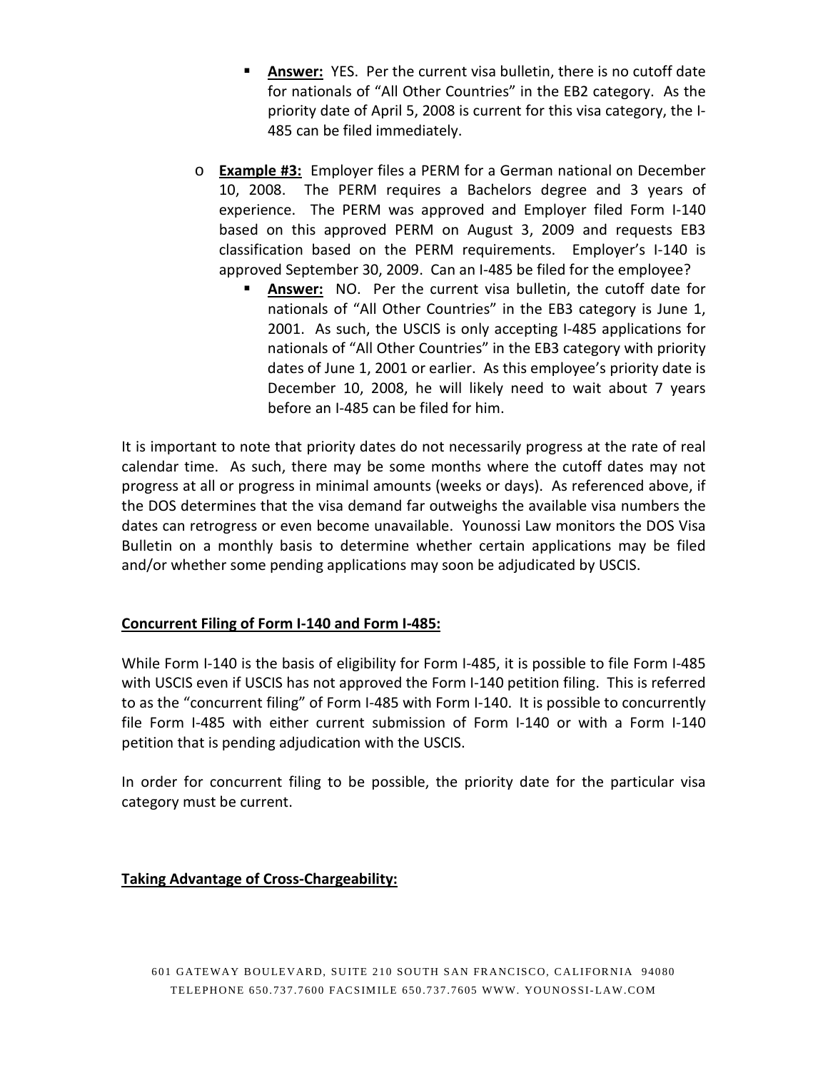- **Answer:** YES. Per the current visa bulletin, there is no cutoff date for nationals of "All Other Countries" in the EB2 category. As the priority date of April 5, 2008 is current for this visa category, the I-485 can be filed immediately.

- **Example #3:** Employer files a PERM for a German national on December 10, 2008. The PERM requires a Bachelors degree and 3 years of experience. The PERM was approved and Employer filed Form I-140 based on this approved PERM on August 3, 2009 and requests EB3 classification based on the PERM requirements. Employer's I-140 is approved September 30, 2009. Can an I-485 be filed for the employee?
    - **Answer:** NO. Per the current visa bulletin, the cutoff date for nationals of "All Other Countries" in the EB3 category is June 1, 2001. As such, the USCIS is only accepting I-485 applications for nationals of "All Other Countries" in the EB3 category with priority dates of June 1, 2001 or earlier. As this employee's priority date is December 10, 2008, he will likely need to wait about 7 years before an I-485 can be filed for him.

It is important to note that priority dates do not necessarily progress at the rate of real calendar time. As such, there may be some months where the cutoff dates may not progress at all or progress in minimal amounts (weeks or days). As referenced above, if the DOS determines that the visa demand far outweighs the available visa numbers the dates can retrogress or even become unavailable. Younossi Law monitors the DOS Visa Bulletin on a monthly basis to determine whether certain applications may be filed and/or whether some pending applications may soon be adjudicated by USCIS.

**Concurrent Filing of Form I-140 and Form I-485:**

While Form I-140 is the basis of eligibility for Form I-485, it is possible to file Form I-485 with USCIS even if USCIS has not approved the Form I-140 petition filing. This is referred to as the "concurrent filing" of Form I-485 with Form I-140. It is possible to concurrently file Form I-485 with either current submission of Form I-140 or with a Form I-140 petition that is pending adjudication with the USCIS.

In order for concurrent filing to be possible, the priority date for the particular visa category must be current.

**Taking Advantage of Cross-Chargeability:**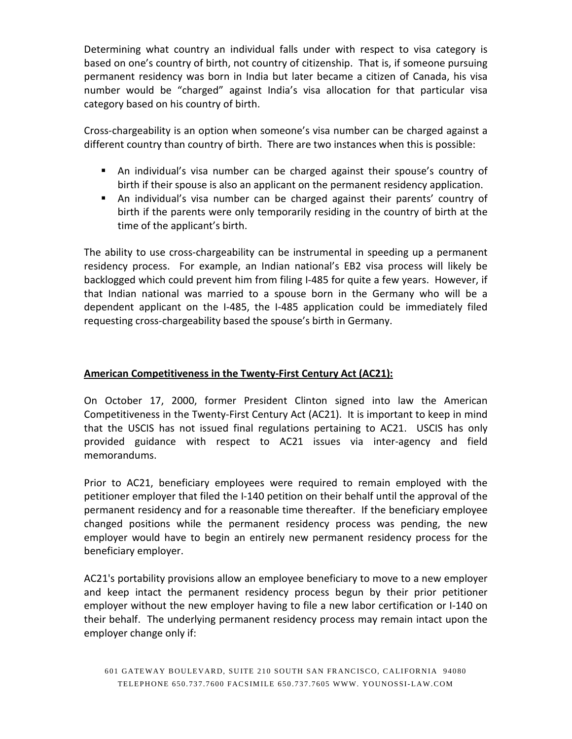Determining what country an individual falls under with respect to visa category is based on one's country of birth, not country of citizenship. That is, if someone pursuing permanent residency was born in India but later became a citizen of Canada, his visa number would be "charged" against India's visa allocation for that particular visa category based on his country of birth.

Cross-chargeability is an option when someone's visa number can be charged against a different country than country of birth. There are two instances when this is possible:

- An individual's visa number can be charged against their spouse's country of birth if their spouse is also an applicant on the permanent residency application.
- An individual's visa number can be charged against their parents' country of birth if the parents were only temporarily residing in the country of birth at the time of the applicant's birth.

The ability to use cross-chargeability can be instrumental in speeding up a permanent residency process. For example, an Indian national's EB2 visa process will likely be backlogged which could prevent him from filing I-485 for quite a few years. However, if that Indian national was married to a spouse born in the Germany who will be a dependent applicant on the I-485, the I-485 application could be immediately filed requesting cross-chargeability based the spouse's birth in Germany.

## American Competitiveness in the Twenty-First Century Act (AC21):

On October 17, 2000, former President Clinton signed into law the American Competitiveness in the Twenty-First Century Act (AC21). It is important to keep in mind that the USCIS has not issued final regulations pertaining to AC21. USCIS has only provided guidance with respect to AC21 issues via inter-agency and field memorandums.

Prior to AC21, beneficiary employees were required to remain employed with the petitioner employer that filed the I-140 petition on their behalf until the approval of the permanent residency and for a reasonable time thereafter. If the beneficiary employee changed positions while the permanent residency process was pending, the new employer would have to begin an entirely new permanent residency process for the beneficiary employer.

AC21's portability provisions allow an employee beneficiary to move to a new employer and keep intact the permanent residency process begun by their prior petitioner employer without the new employer having to file a new labor certification or I-140 on their behalf. The underlying permanent residency process may remain intact upon the employer change only if: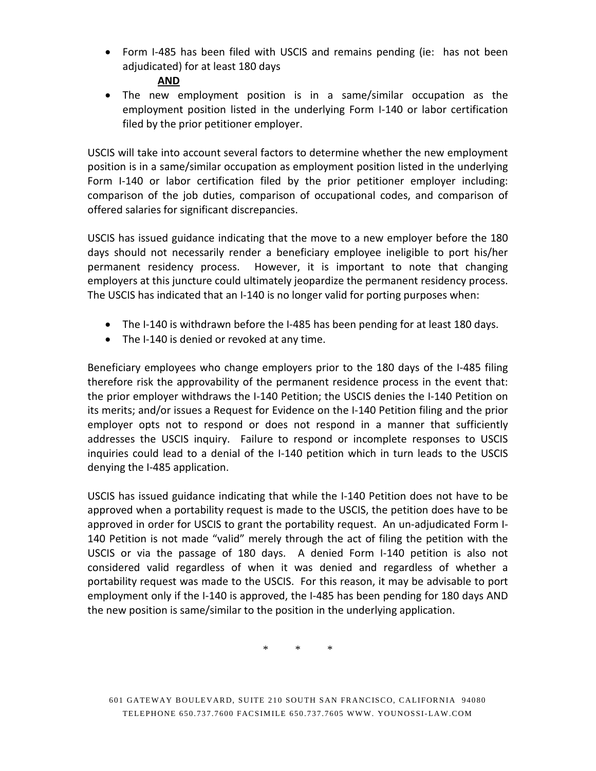- Form I-485 has been filed with USCIS and remains pending (ie: has not been adjudicated) for at least 180 days

  **AND**

- The new employment position is in a same/similar occupation as the employment position listed in the underlying Form I-140 or labor certification filed by the prior petitioner employer.

USCIS will take into account several factors to determine whether the new employment position is in a same/similar occupation as employment position listed in the underlying Form I-140 or labor certification filed by the prior petitioner employer including: comparison of the job duties, comparison of occupational codes, and comparison of offered salaries for significant discrepancies.

USCIS has issued guidance indicating that the move to a new employer before the 180 days should not necessarily render a beneficiary employee ineligible to port his/her permanent residency process. However, it is important to note that changing employers at this juncture could ultimately jeopardize the permanent residency process. The USCIS has indicated that an I-140 is no longer valid for porting purposes when:

- The I-140 is withdrawn before the I-485 has been pending for at least 180 days.
- The I-140 is denied or revoked at any time.

Beneficiary employees who change employers prior to the 180 days of the I-485 filing therefore risk the approvability of the permanent residence process in the event that: the prior employer withdraws the I-140 Petition; the USCIS denies the I-140 Petition on its merits; and/or issues a Request for Evidence on the I-140 Petition filing and the prior employer opts not to respond or does not respond in a manner that sufficiently addresses the USCIS inquiry. Failure to respond or incomplete responses to USCIS inquiries could lead to a denial of the I-140 petition which in turn leads to the USCIS denying the I-485 application.

USCIS has issued guidance indicating that while the I-140 Petition does not have to be approved when a portability request is made to the USCIS, the petition does have to be approved in order for USCIS to grant the portability request. An un-adjudicated Form I-140 Petition is not made "valid" merely through the act of filing the petition with the USCIS or via the passage of 180 days. A denied Form I-140 petition is also not considered valid regardless of when it was denied and regardless of whether a portability request was made to the USCIS. For this reason, it may be advisable to port employment only if the I-140 is approved, the I-485 has been pending for 180 days AND the new position is same/similar to the position in the underlying application.

\* \* \*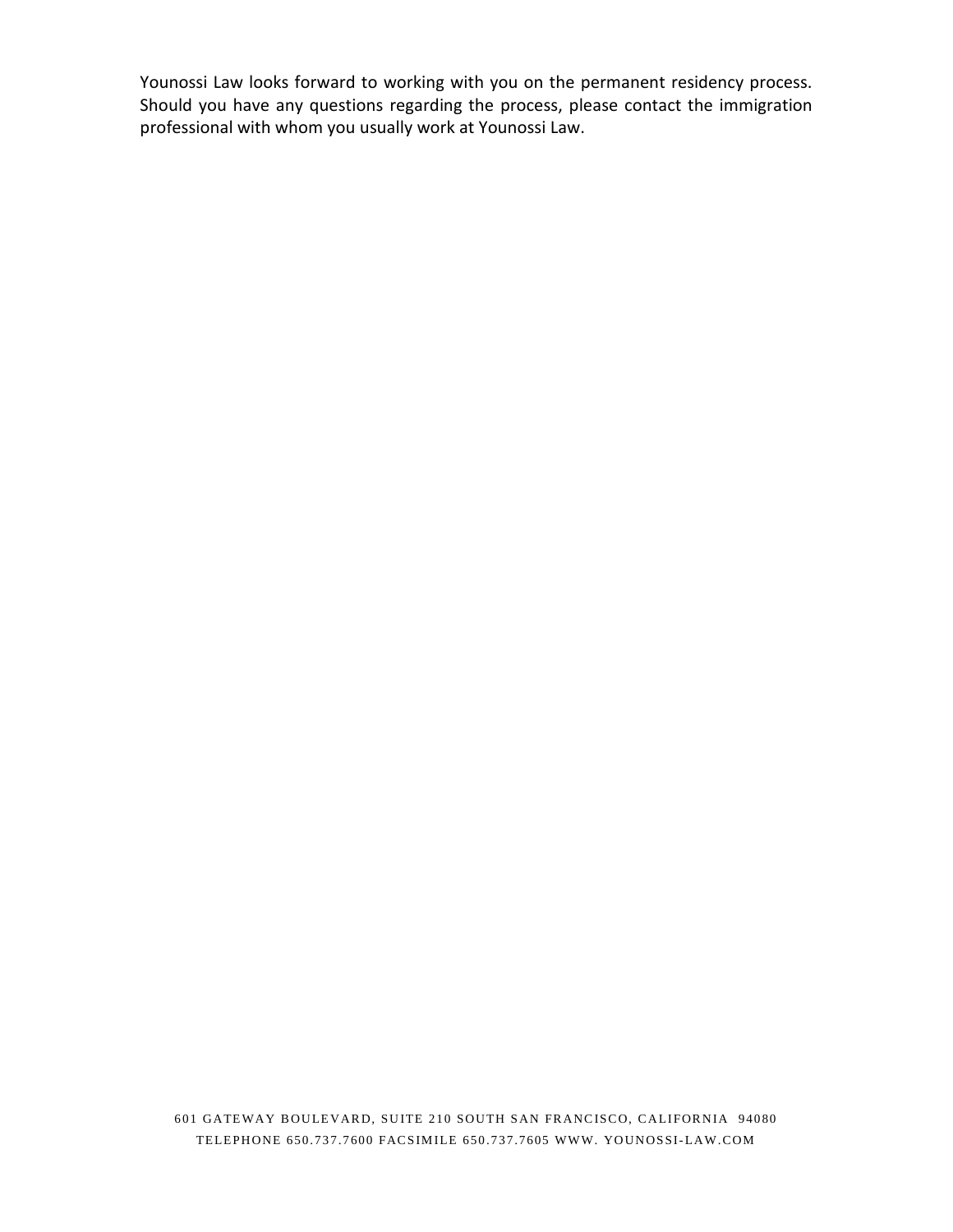Younossi Law looks forward to working with you on the permanent residency process. Should you have any questions regarding the process, please contact the immigration professional with whom you usually work at Younossi Law.